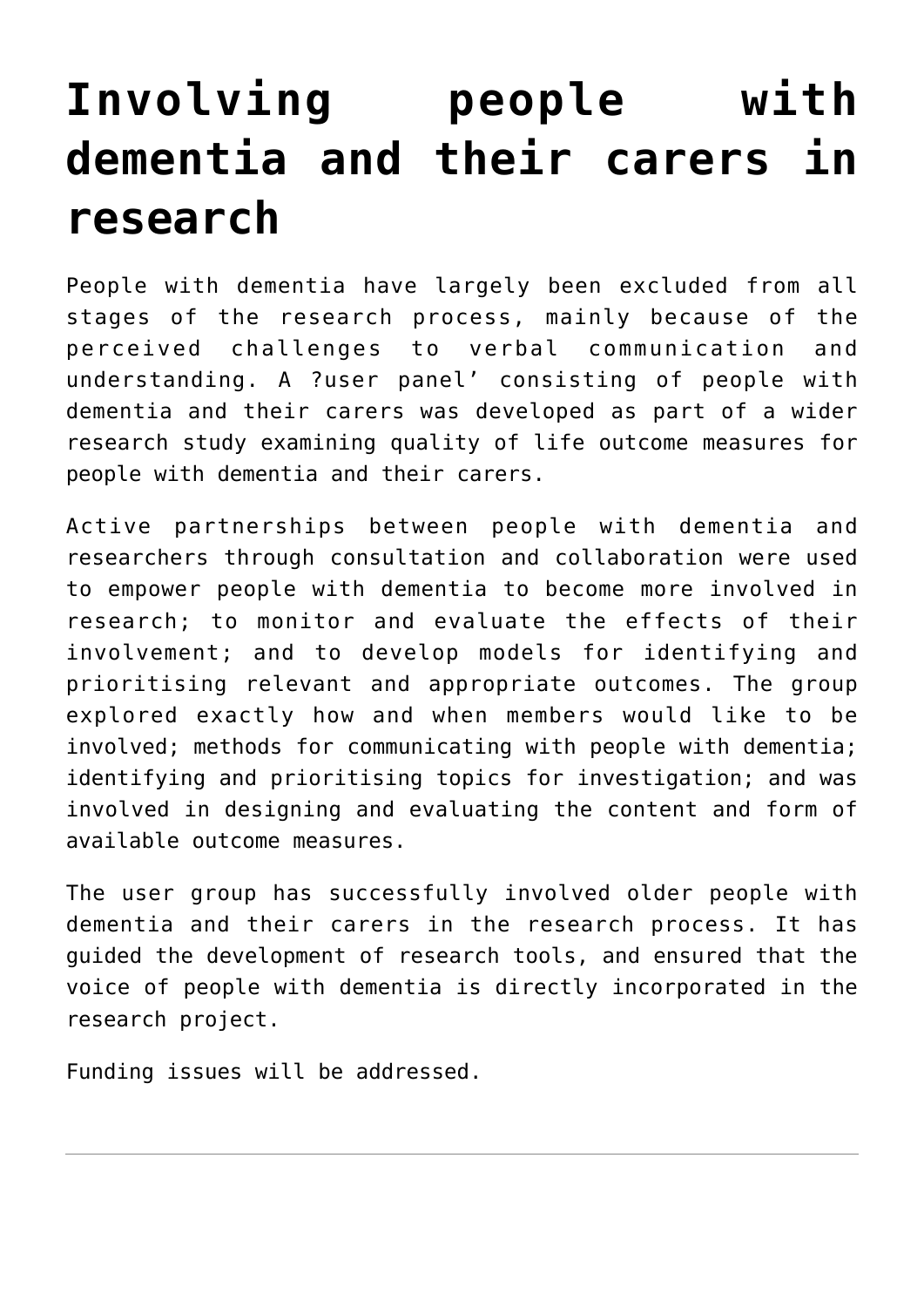# Involving people with dementia and their carers in research

People with dementia have largely been excluded from all stages of the research process, mainly because of the perceived challenges to verbal communication and understanding. A ?user panel' consisting of people with dementia and their carers was developed as part of a wider research study examining quality of life outcome measures for people with dementia and their carers.

Active partnerships between people with dementia and researchers through consultation and collaboration were used to empower people with dementia to become more involved in research; to monitor and evaluate the effects of their involvement; and to develop models for identifying and prioritising relevant and appropriate outcomes. The group explored exactly how and when members would like to be involved; methods for communicating with people with dementia; identifying and prioritising topics for investigation; and was involved in designing and evaluating the content and form of available outcome measures.

The user group has successfully involved older people with dementia and their carers in the research process. It has guided the development of research tools, and ensured that the voice of people with dementia is directly incorporated in the research project.

Funding issues will be addressed.

---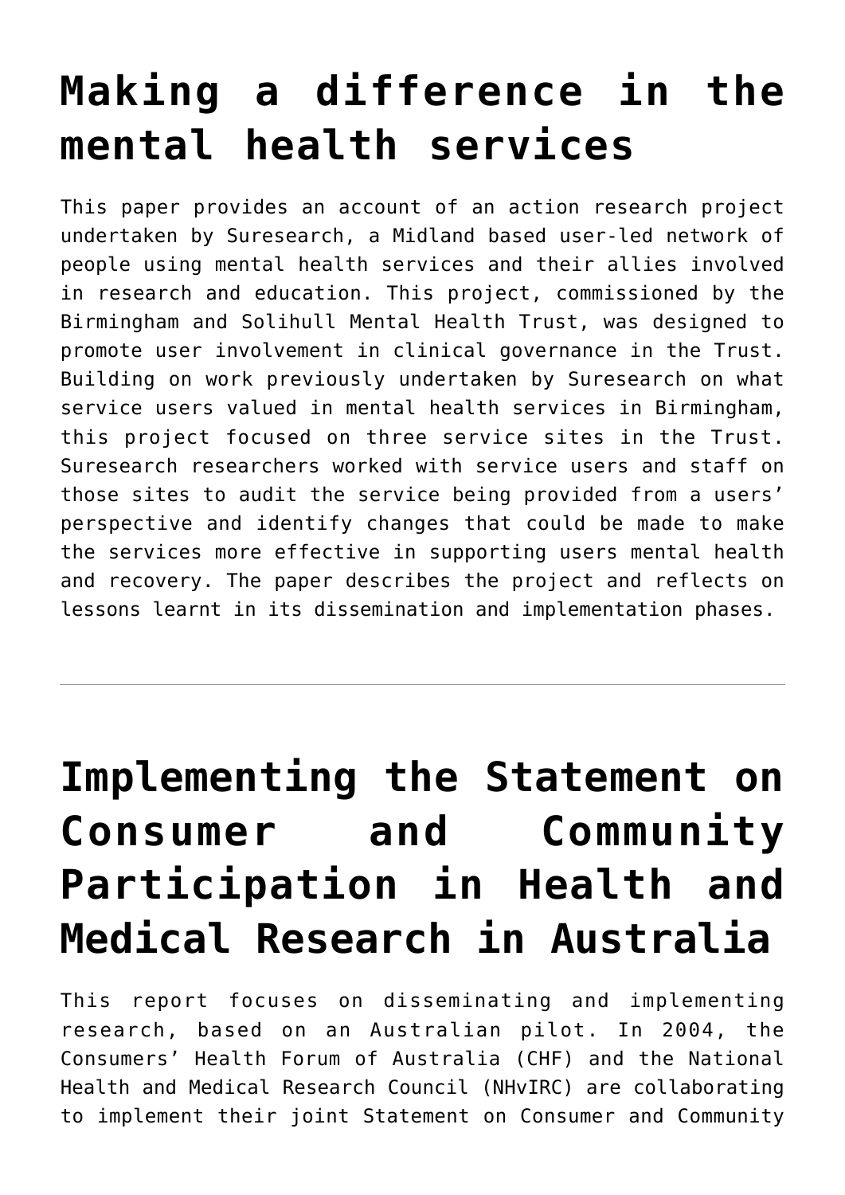# Making a difference in the mental health services

This paper provides an account of an action research project undertaken by Suresearch, a Midland based user-led network of people using mental health services and their allies involved in research and education. This project, commissioned by the Birmingham and Solihull Mental Health Trust, was designed to promote user involvement in clinical governance in the Trust. Building on work previously undertaken by Suresearch on what service users valued in mental health services in Birmingham, this project focused on three service sites in the Trust. Suresearch researchers worked with service users and staff on those sites to audit the service being provided from a users' perspective and identify changes that could be made to make the services more effective in supporting users mental health and recovery. The paper describes the project and reflects on lessons learnt in its dissemination and implementation phases.

---

# Implementing the Statement on Consumer and Community Participation in Health and Medical Research in Australia

This report focuses on disseminating and implementing research, based on an Australian pilot. In 2004, the Consumers' Health Forum of Australia (CHF) and the National Health and Medical Research Council (NHvIRC) are collaborating to implement their joint Statement on Consumer and Community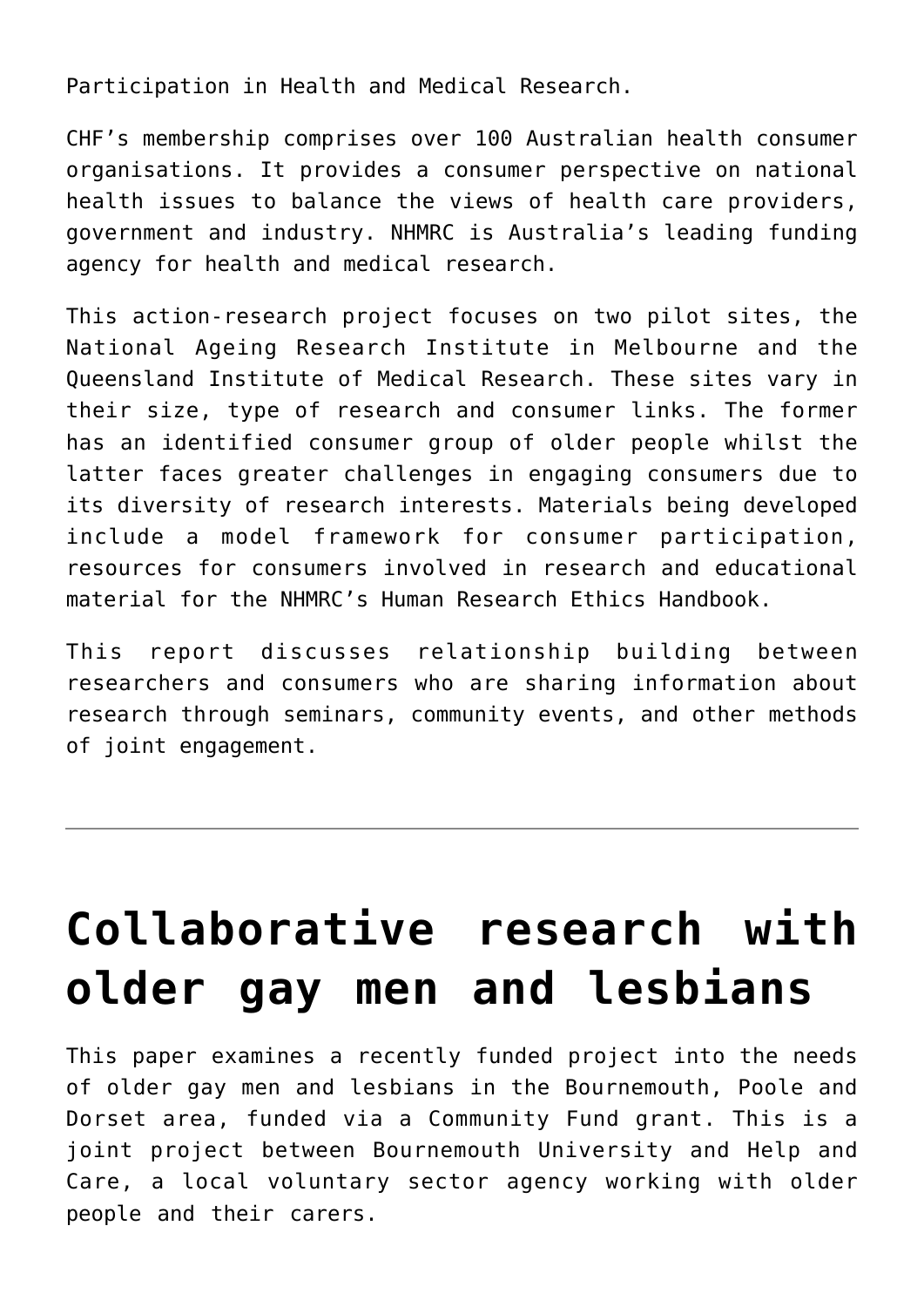Participation in Health and Medical Research.

CHF's membership comprises over 100 Australian health consumer organisations. It provides a consumer perspective on national health issues to balance the views of health care providers, government and industry. NHMRC is Australia's leading funding agency for health and medical research.

This action-research project focuses on two pilot sites, the National Ageing Research Institute in Melbourne and the Queensland Institute of Medical Research. These sites vary in their size, type of research and consumer links. The former has an identified consumer group of older people whilst the latter faces greater challenges in engaging consumers due to its diversity of research interests. Materials being developed include a model framework for consumer participation, resources for consumers involved in research and educational material for the NHMRC's Human Research Ethics Handbook.

This report discusses relationship building between researchers and consumers who are sharing information about research through seminars, community events, and other methods of joint engagement.

---

# Collaborative research with older gay men and lesbians

This paper examines a recently funded project into the needs of older gay men and lesbians in the Bournemouth, Poole and Dorset area, funded via a Community Fund grant. This is a joint project between Bournemouth University and Help and Care, a local voluntary sector agency working with older people and their carers.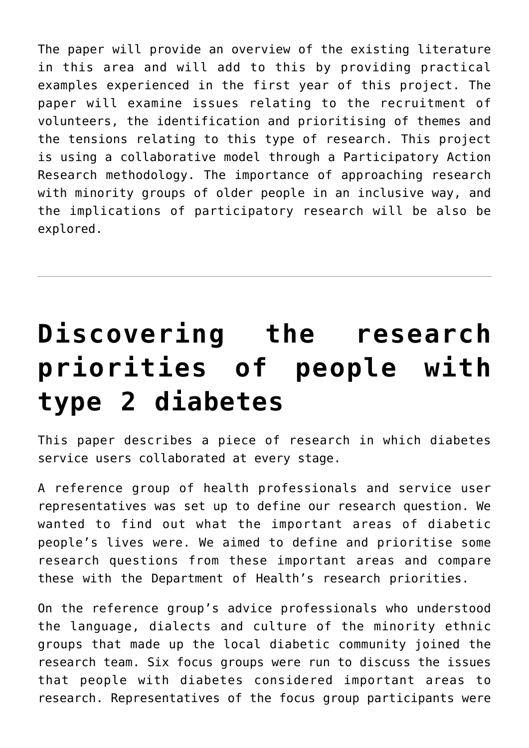The paper will provide an overview of the existing literature in this area and will add to this by providing practical examples experienced in the first year of this project. The paper will examine issues relating to the recruitment of volunteers, the identification and prioritising of themes and the tensions relating to this type of research. This project is using a collaborative model through a Participatory Action Research methodology. The importance of approaching research with minority groups of older people in an inclusive way, and the implications of participatory research will be also be explored.

---

# Discovering the research priorities of people with type 2 diabetes

This paper describes a piece of research in which diabetes service users collaborated at every stage.

A reference group of health professionals and service user representatives was set up to define our research question. We wanted to find out what the important areas of diabetic people's lives were. We aimed to define and prioritise some research questions from these important areas and compare these with the Department of Health's research priorities.

On the reference group's advice professionals who understood the language, dialects and culture of the minority ethnic groups that made up the local diabetic community joined the research team. Six focus groups were run to discuss the issues that people with diabetes considered important areas to research. Representatives of the focus group participants were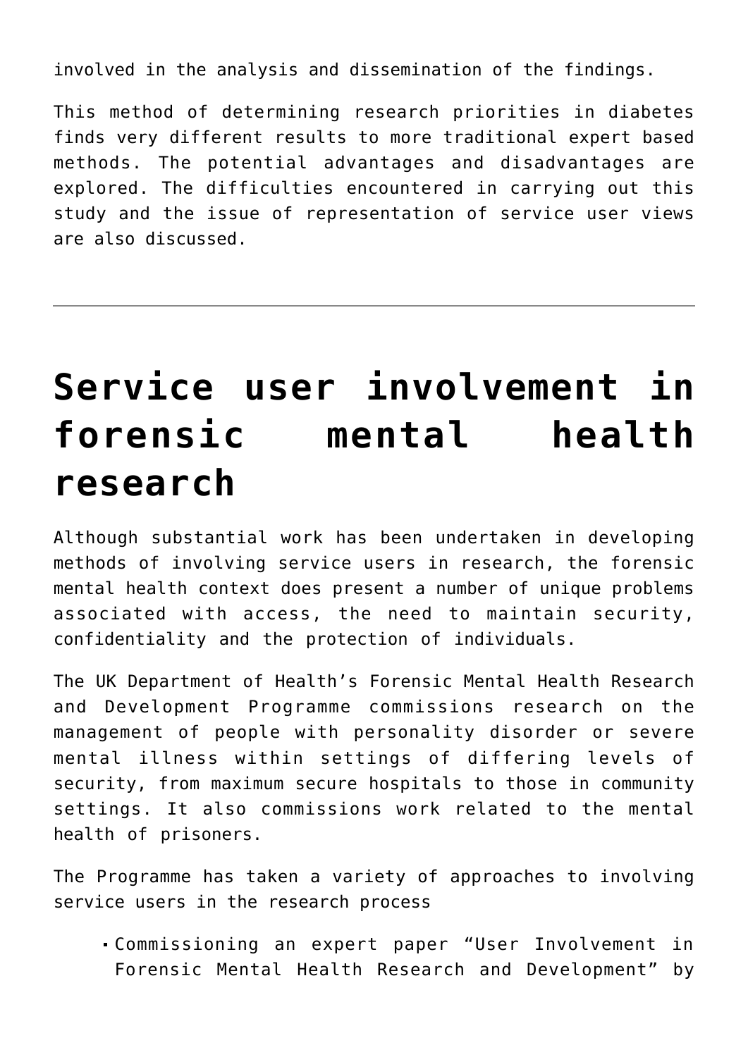involved in the analysis and dissemination of the findings.

This method of determining research priorities in diabetes finds very different results to more traditional expert based methods. The potential advantages and disadvantages are explored. The difficulties encountered in carrying out this study and the issue of representation of service user views are also discussed.

---

# Service user involvement in forensic mental health research

Although substantial work has been undertaken in developing methods of involving service users in research, the forensic mental health context does present a number of unique problems associated with access, the need to maintain security, confidentiality and the protection of individuals.

The UK Department of Health's Forensic Mental Health Research and Development Programme commissions research on the management of people with personality disorder or severe mental illness within settings of differing levels of security, from maximum secure hospitals to those in community settings. It also commissions work related to the mental health of prisoners.

The Programme has taken a variety of approaches to involving service users in the research process

- Commissioning an expert paper "User Involvement in Forensic Mental Health Research and Development" by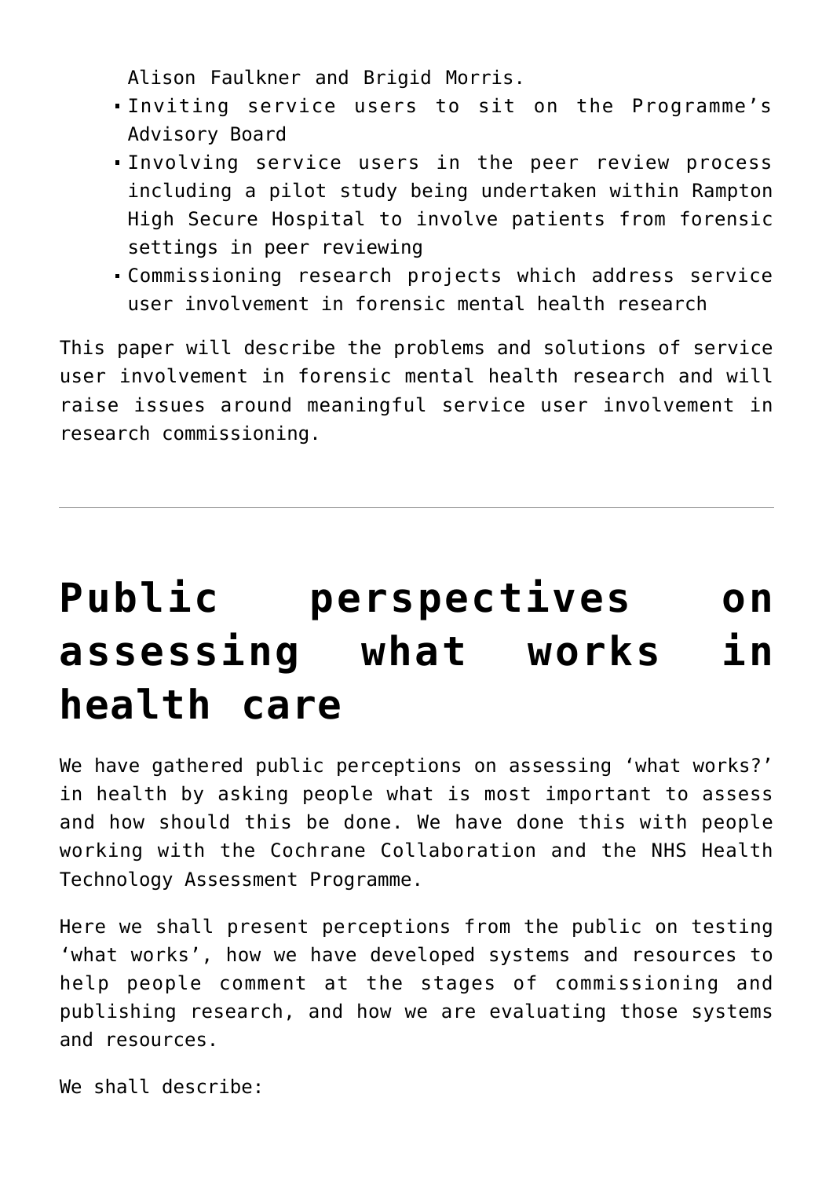Alison Faulkner and Brigid Morris.

- Inviting service users to sit on the Programme's Advisory Board
- Involving service users in the peer review process including a pilot study being undertaken within Rampton High Secure Hospital to involve patients from forensic settings in peer reviewing
- Commissioning research projects which address service user involvement in forensic mental health research

This paper will describe the problems and solutions of service user involvement in forensic mental health research and will raise issues around meaningful service user involvement in research commissioning.

---

# Public perspectives on assessing what works in health care

We have gathered public perceptions on assessing 'what works?' in health by asking people what is most important to assess and how should this be done. We have done this with people working with the Cochrane Collaboration and the NHS Health Technology Assessment Programme.

Here we shall present perceptions from the public on testing 'what works', how we have developed systems and resources to help people comment at the stages of commissioning and publishing research, and how we are evaluating those systems and resources.

We shall describe: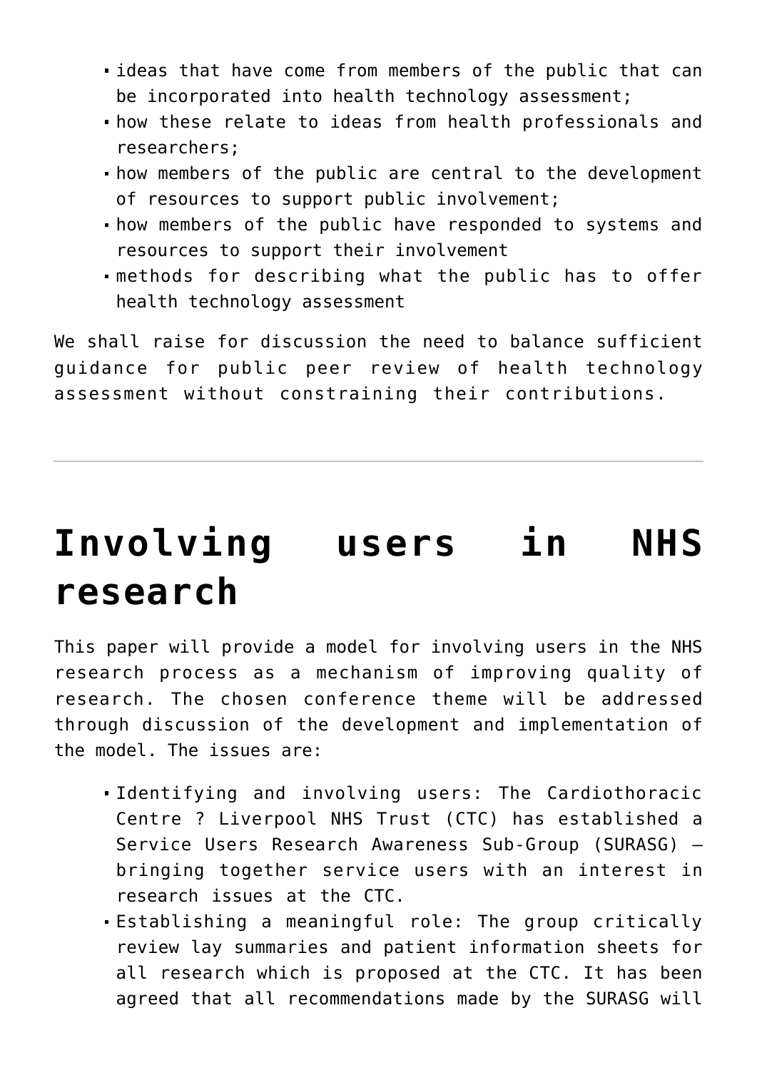- ideas that have come from members of the public that can be incorporated into health technology assessment;
- how these relate to ideas from health professionals and researchers;
- how members of the public are central to the development of resources to support public involvement;
- how members of the public have responded to systems and resources to support their involvement
- methods for describing what the public has to offer health technology assessment

We shall raise for discussion the need to balance sufficient guidance for public peer review of health technology assessment without constraining their contributions.

---

# Involving users in NHS research

This paper will provide a model for involving users in the NHS research process as a mechanism of improving quality of research. The chosen conference theme will be addressed through discussion of the development and implementation of the model. The issues are:

- Identifying and involving users: The Cardiothoracic Centre ? Liverpool NHS Trust (CTC) has established a Service Users Research Awareness Sub-Group (SURASG) – bringing together service users with an interest in research issues at the CTC.
- Establishing a meaningful role: The group critically review lay summaries and patient information sheets for all research which is proposed at the CTC. It has been agreed that all recommendations made by the SURASG will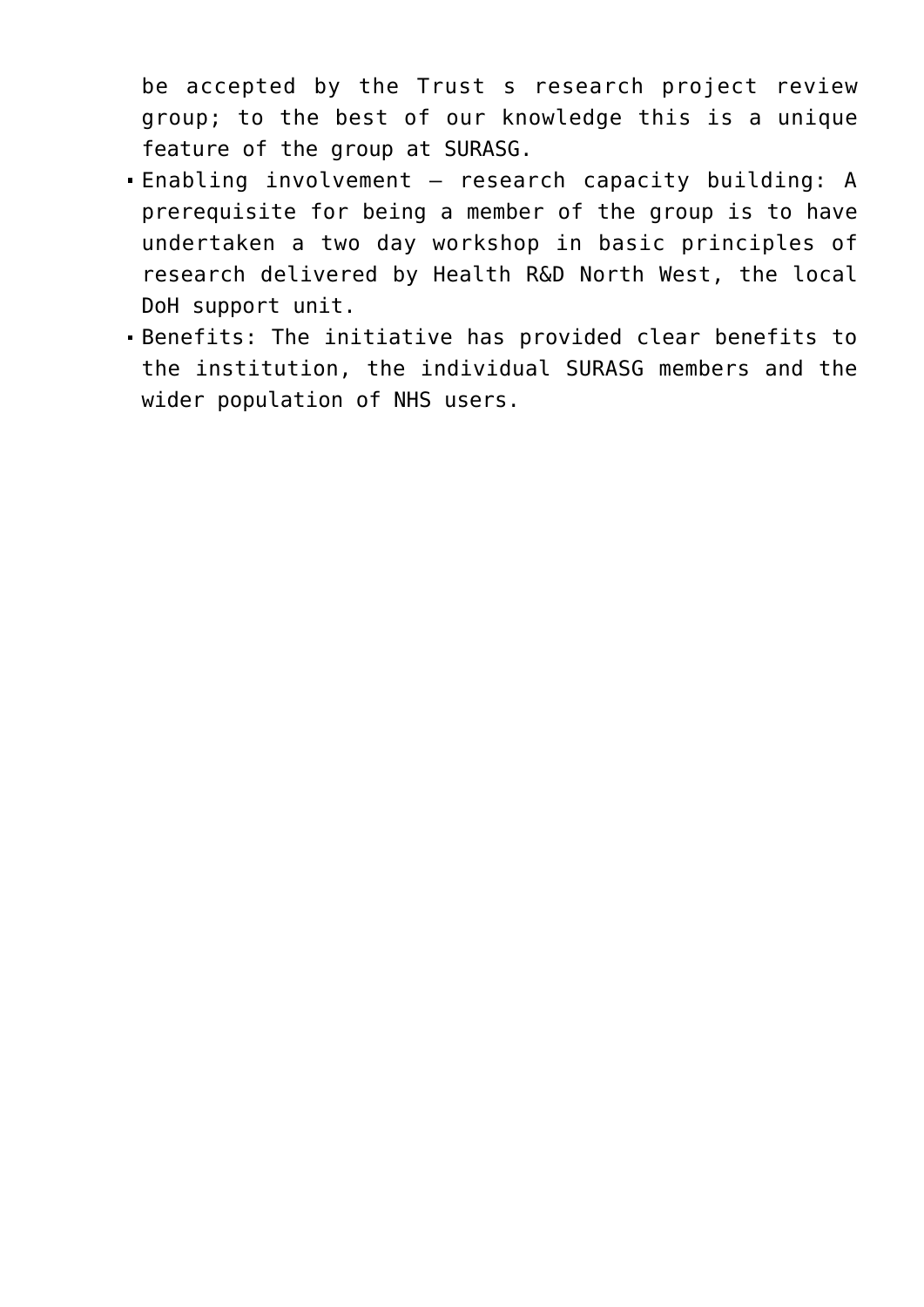be accepted by the Trust s research project review group; to the best of our knowledge this is a unique feature of the group at SURASG.

- Enabling involvement – research capacity building: A prerequisite for being a member of the group is to have undertaken a two day workshop in basic principles of research delivered by Health R&D North West, the local DoH support unit.
- Benefits: The initiative has provided clear benefits to the institution, the individual SURASG members and the wider population of NHS users.